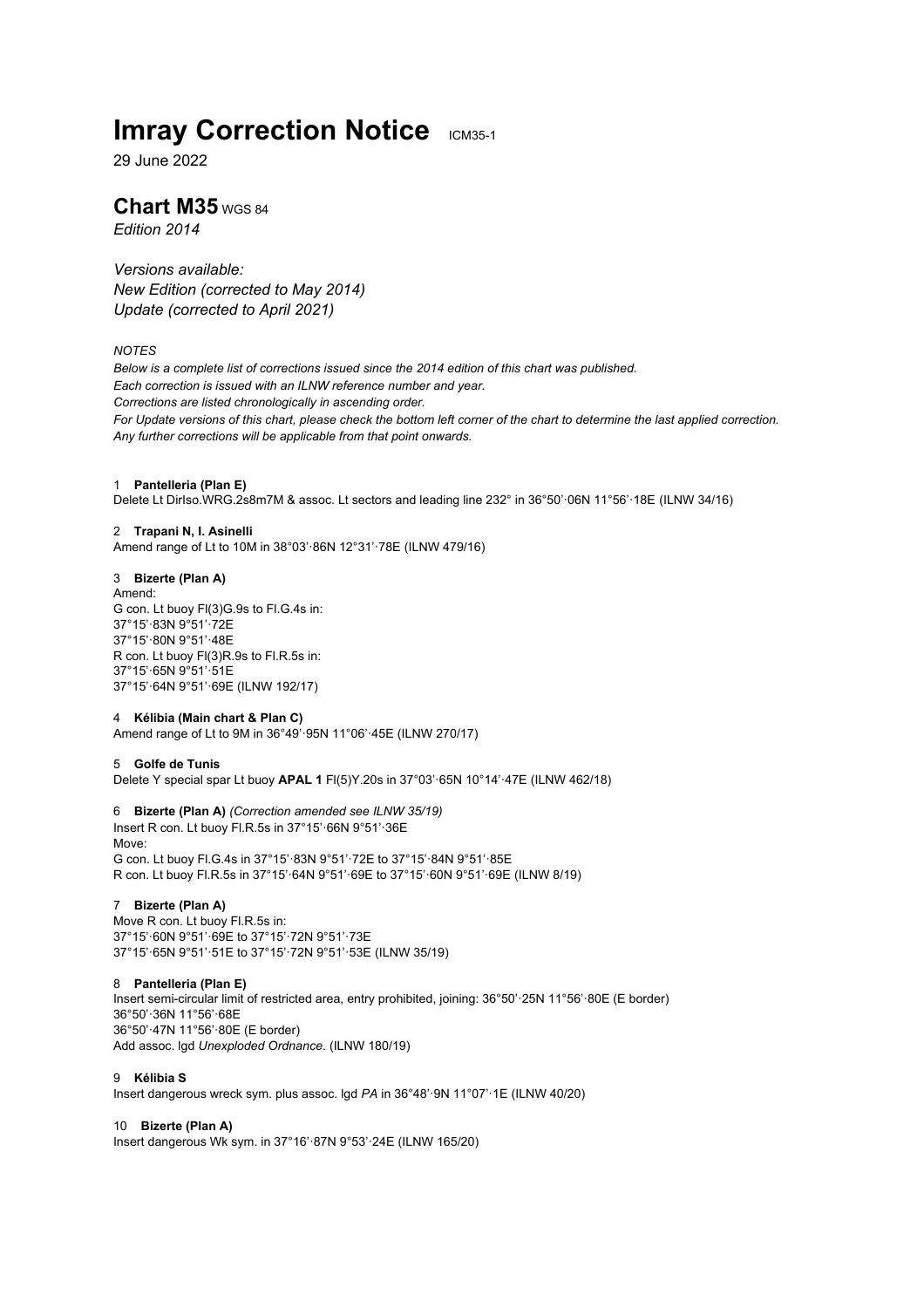# Imray Correction Notice ICM35-1

29 June 2022

## Chart M35 WGS 84

*Edition 2014*

*Versions available:*
*New Edition (corrected to May 2014)*
*Update (corrected to April 2021)*

*NOTES*
*Below is a complete list of corrections issued since the 2014 edition of this chart was published.*
*Each correction is issued with an ILNW reference number and year.*
*Corrections are listed chronologically in ascending order.*
*For Update versions of this chart, please check the bottom left corner of the chart to determine the last applied correction.*
*Any further corrections will be applicable from that point onwards.*

1 **Pantelleria (Plan E)**
Delete Lt DirIso.WRG.2s8m7M & assoc. Lt sectors and leading line 232° in 36°50'·06N 11°56'·18E (ILNW 34/16)

2 **Trapani N, I. Asinelli**
Amend range of Lt to 10M in 38°03'·86N 12°31'·78E (ILNW 479/16)

3 **Bizerte (Plan A)**
Amend:
G con. Lt buoy Fl(3)G.9s to Fl.G.4s in:
37°15'·83N 9°51'·72E
37°15'·80N 9°51'·48E
R con. Lt buoy Fl(3)R.9s to Fl.R.5s in:
37°15'·65N 9°51'·51E
37°15'·64N 9°51'·69E (ILNW 192/17)

4 **Kélibia (Main chart & Plan C)**
Amend range of Lt to 9M in 36°49'·95N 11°06'·45E (ILNW 270/17)

5 **Golfe de Tunis**
Delete Y special spar Lt buoy **APAL 1** Fl(5)Y.20s in 37°03'·65N 10°14'·47E (ILNW 462/18)

6 **Bizerte (Plan A)** *(Correction amended see ILNW 35/19)*
Insert R con. Lt buoy Fl.R.5s in 37°15'·66N 9°51'·36E
Move:
G con. Lt buoy Fl.G.4s in 37°15'·83N 9°51'·72E to 37°15'·84N 9°51'·85E
R con. Lt buoy Fl.R.5s in 37°15'·64N 9°51'·69E to 37°15'·60N 9°51'·69E (ILNW 8/19)

7 **Bizerte (Plan A)**
Move R con. Lt buoy Fl.R.5s in:
37°15'·60N 9°51'·69E to 37°15'·72N 9°51'·73E
37°15'·65N 9°51'·51E to 37°15'·72N 9°51'·53E (ILNW 35/19)

8 **Pantelleria (Plan E)**
Insert semi-circular limit of restricted area, entry prohibited, joining: 36°50'·25N 11°56'·80E (E border)
36°50'·36N 11°56'·68E
36°50'·47N 11°56'·80E (E border)
Add assoc. lgd *Unexploded Ordnance*. (ILNW 180/19)

9 **Kélibia S**
Insert dangerous wreck sym. plus assoc. lgd *PA* in 36°48'·9N 11°07'·1E (ILNW 40/20)

10 **Bizerte (Plan A)**
Insert dangerous Wk sym. in 37°16'·87N 9°53'·24E (ILNW 165/20)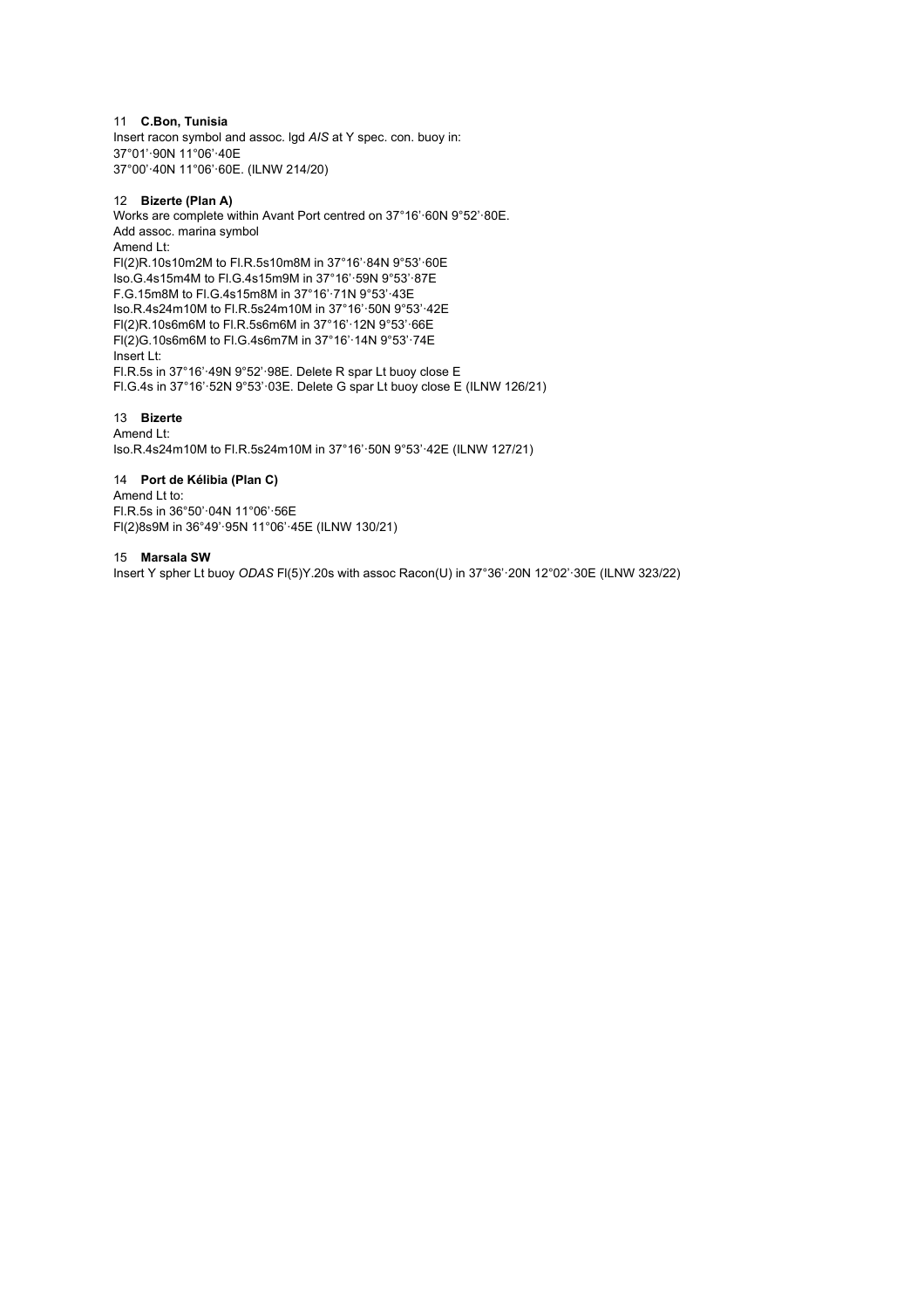11 **C.Bon, Tunisia**

Insert racon symbol and assoc. lgd *AIS* at Y spec. con. buoy in:
37°01'·90N 11°06'·40E
37°00'·40N 11°06'·60E. (ILNW 214/20)

12 **Bizerte (Plan A)**

Works are complete within Avant Port centred on 37°16'·60N 9°52'·80E.
Add assoc. marina symbol
Amend Lt:
Fl(2)R.10s10m2M to Fl.R.5s10m8M in 37°16'·84N 9°53'·60E
Iso.G.4s15m4M to Fl.G.4s15m9M in 37°16'·59N 9°53'·87E
F.G.15m8M to Fl.G.4s15m8M in 37°16'·71N 9°53'·43E
Iso.R.4s24m10M to Fl.R.5s24m10M in 37°16'·50N 9°53'·42E
Fl(2)R.10s6m6M to Fl.R.5s6m6M in 37°16'·12N 9°53'·66E
Fl(2)G.10s6m6M to Fl.G.4s6m7M in 37°16'·14N 9°53'·74E
Insert Lt:
Fl.R.5s in 37°16'·49N 9°52'·98E. Delete R spar Lt buoy close E
Fl.G.4s in 37°16'·52N 9°53'·03E. Delete G spar Lt buoy close E (ILNW 126/21)

13 **Bizerte**

Amend Lt:
Iso.R.4s24m10M to Fl.R.5s24m10M in 37°16'·50N 9°53'·42E (ILNW 127/21)

14 **Port de Kélibia (Plan C)**

Amend Lt to:
Fl.R.5s in 36°50'·04N 11°06'·56E
Fl(2)8s9M in 36°49'·95N 11°06'·45E (ILNW 130/21)

15 **Marsala SW**

Insert Y spher Lt buoy *ODAS* Fl(5)Y.20s with assoc Racon(U) in 37°36'·20N 12°02'·30E (ILNW 323/22)